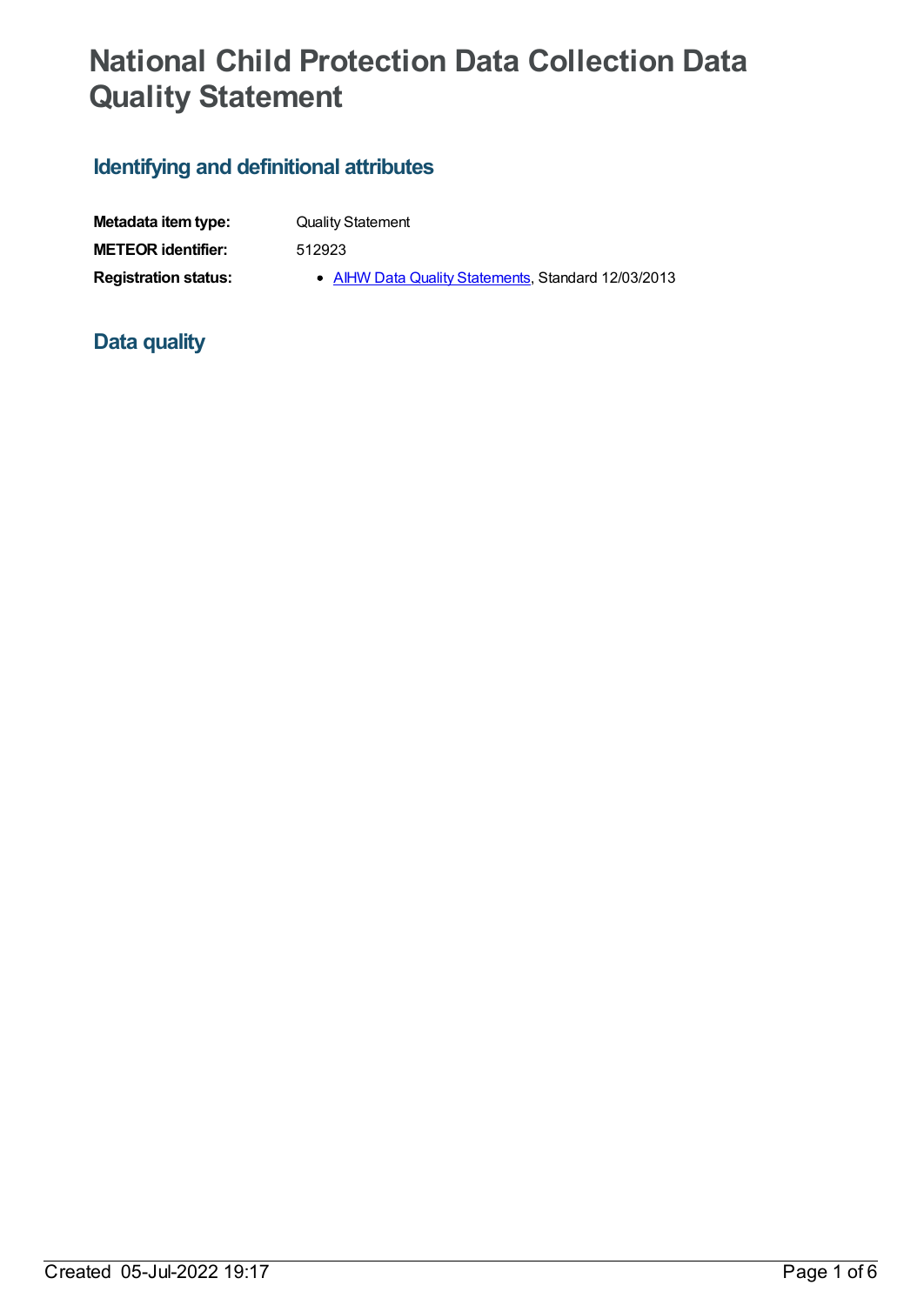# National Child Protection Data Collection Data Quality Statement

## Identifying and definitional attributes

| | |
|---|---|
| **Metadata item type:** | Quality Statement |
| **METEOR identifier:** | 512923 |
| **Registration status:** | • AIHW Data Quality Statements, Standard 12/03/2013 |

## Data quality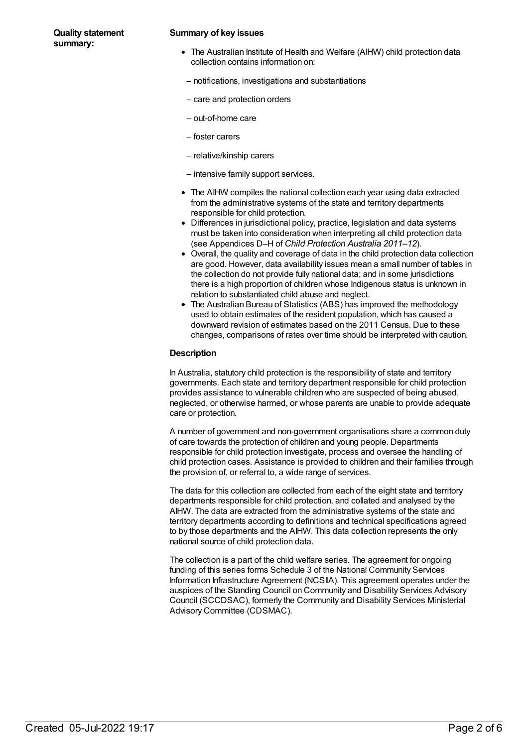**Quality statement summary:**

**Summary of key issues**

- The Australian Institute of Health and Welfare (AIHW) child protection data collection contains information on:
  - – notifications, investigations and substantiations
  - – care and protection orders
  - – out-of-home care
  - – foster carers
  - – relative/kinship carers
  - – intensive family support services.
- The AIHW compiles the national collection each year using data extracted from the administrative systems of the state and territory departments responsible for child protection.
- Differences in jurisdictional policy, practice, legislation and data systems must be taken into consideration when interpreting all child protection data (see Appendices D–H of *Child Protection Australia 2011–12*).
- Overall, the quality and coverage of data in the child protection data collection are good. However, data availability issues mean a small number of tables in the collection do not provide fully national data; and in some jurisdictions there is a high proportion of children whose Indigenous status is unknown in relation to substantiated child abuse and neglect.
- The Australian Bureau of Statistics (ABS) has improved the methodology used to obtain estimates of the resident population, which has caused a downward revision of estimates based on the 2011 Census. Due to these changes, comparisons of rates over time should be interpreted with caution.

**Description**

In Australia, statutory child protection is the responsibility of state and territory governments. Each state and territory department responsible for child protection provides assistance to vulnerable children who are suspected of being abused, neglected, or otherwise harmed, or whose parents are unable to provide adequate care or protection.

A number of government and non-government organisations share a common duty of care towards the protection of children and young people. Departments responsible for child protection investigate, process and oversee the handling of child protection cases. Assistance is provided to children and their families through the provision of, or referral to, a wide range of services.

The data for this collection are collected from each of the eight state and territory departments responsible for child protection, and collated and analysed by the AIHW. The data are extracted from the administrative systems of the state and territory departments according to definitions and technical specifications agreed to by those departments and the AIHW. This data collection represents the only national source of child protection data.

The collection is a part of the child welfare series. The agreement for ongoing funding of this series forms Schedule 3 of the National Community Services Information Infrastructure Agreement (NCSIIA). This agreement operates under the auspices of the Standing Council on Community and Disability Services Advisory Council (SCCDSAC), formerly the Community and Disability Services Ministerial Advisory Committee (CDSMAC).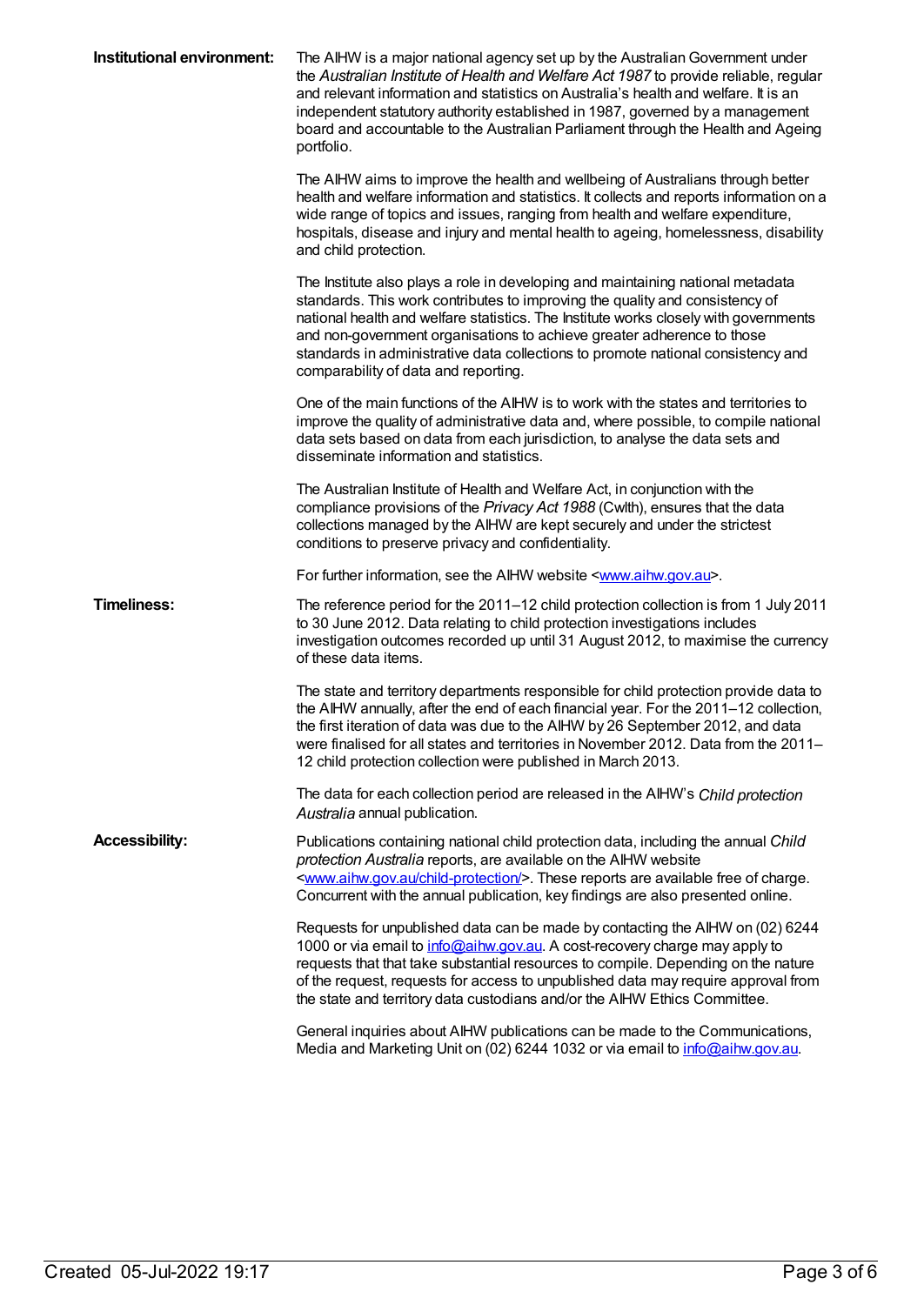**Institutional environment:**

The AIHW is a major national agency set up by the Australian Government under the *Australian Institute of Health and Welfare Act 1987* to provide reliable, regular and relevant information and statistics on Australia's health and welfare. It is an independent statutory authority established in 1987, governed by a management board and accountable to the Australian Parliament through the Health and Ageing portfolio.

The AIHW aims to improve the health and wellbeing of Australians through better health and welfare information and statistics. It collects and reports information on a wide range of topics and issues, ranging from health and welfare expenditure, hospitals, disease and injury and mental health to ageing, homelessness, disability and child protection.

The Institute also plays a role in developing and maintaining national metadata standards. This work contributes to improving the quality and consistency of national health and welfare statistics. The Institute works closely with governments and non-government organisations to achieve greater adherence to those standards in administrative data collections to promote national consistency and comparability of data and reporting.

One of the main functions of the AIHW is to work with the states and territories to improve the quality of administrative data and, where possible, to compile national data sets based on data from each jurisdiction, to analyse the data sets and disseminate information and statistics.

The Australian Institute of Health and Welfare Act, in conjunction with the compliance provisions of the *Privacy Act 1988* (Cwlth), ensures that the data collections managed by the AIHW are kept securely and under the strictest conditions to preserve privacy and confidentiality.

For further information, see the AIHW website <www.aihw.gov.au>.

**Timeliness:**

The reference period for the 2011–12 child protection collection is from 1 July 2011 to 30 June 2012. Data relating to child protection investigations includes investigation outcomes recorded up until 31 August 2012, to maximise the currency of these data items.

The state and territory departments responsible for child protection provide data to the AIHW annually, after the end of each financial year. For the 2011–12 collection, the first iteration of data was due to the AIHW by 26 September 2012, and data were finalised for all states and territories in November 2012. Data from the 2011–12 child protection collection were published in March 2013.

The data for each collection period are released in the AIHW's *Child protection Australia* annual publication.

**Accessibility:**

Publications containing national child protection data, including the annual *Child protection Australia* reports, are available on the AIHW website <www.aihw.gov.au/child-protection/>. These reports are available free of charge. Concurrent with the annual publication, key findings are also presented online.

Requests for unpublished data can be made by contacting the AIHW on (02) 6244 1000 or via email to info@aihw.gov.au. A cost-recovery charge may apply to requests that that take substantial resources to compile. Depending on the nature of the request, requests for access to unpublished data may require approval from the state and territory data custodians and/or the AIHW Ethics Committee.

General inquiries about AIHW publications can be made to the Communications, Media and Marketing Unit on (02) 6244 1032 or via email to info@aihw.gov.au.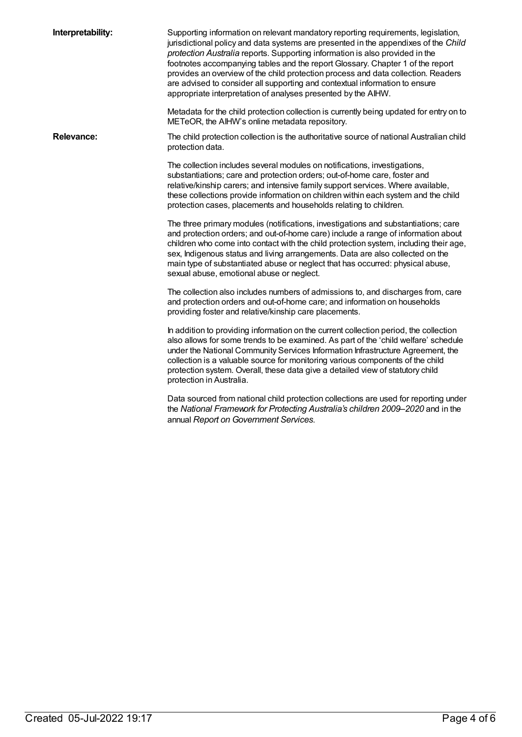**Interpretability:**

Supporting information on relevant mandatory reporting requirements, legislation, jurisdictional policy and data systems are presented in the appendixes of the *Child protection Australia* reports. Supporting information is also provided in the footnotes accompanying tables and the report Glossary. Chapter 1 of the report provides an overview of the child protection process and data collection. Readers are advised to consider all supporting and contextual information to ensure appropriate interpretation of analyses presented by the AIHW.

Metadata for the child protection collection is currently being updated for entry on to METeOR, the AIHW's online metadata repository.

**Relevance:**

The child protection collection is the authoritative source of national Australian child protection data.

The collection includes several modules on notifications, investigations, substantiations; care and protection orders; out-of-home care, foster and relative/kinship carers; and intensive family support services. Where available, these collections provide information on children within each system and the child protection cases, placements and households relating to children.

The three primary modules (notifications, investigations and substantiations; care and protection orders; and out-of-home care) include a range of information about children who come into contact with the child protection system, including their age, sex, Indigenous status and living arrangements. Data are also collected on the main type of substantiated abuse or neglect that has occurred: physical abuse, sexual abuse, emotional abuse or neglect.

The collection also includes numbers of admissions to, and discharges from, care and protection orders and out-of-home care; and information on households providing foster and relative/kinship care placements.

In addition to providing information on the current collection period, the collection also allows for some trends to be examined. As part of the 'child welfare' schedule under the National Community Services Information Infrastructure Agreement, the collection is a valuable source for monitoring various components of the child protection system. Overall, these data give a detailed view of statutory child protection in Australia.

Data sourced from national child protection collections are used for reporting under the *National Framework for Protecting Australia's children 2009–2020* and in the annual *Report on Government Services*.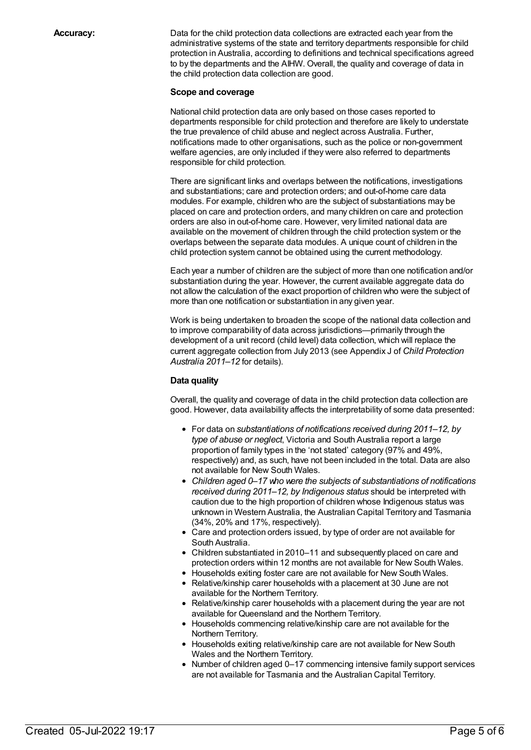**Accuracy:**

Data for the child protection data collections are extracted each year from the administrative systems of the state and territory departments responsible for child protection in Australia, according to definitions and technical specifications agreed to by the departments and the AIHW. Overall, the quality and coverage of data in the child protection data collection are good.

**Scope and coverage**

National child protection data are only based on those cases reported to departments responsible for child protection and therefore are likely to understate the true prevalence of child abuse and neglect across Australia. Further, notifications made to other organisations, such as the police or non-government welfare agencies, are only included if they were also referred to departments responsible for child protection.

There are significant links and overlaps between the notifications, investigations and substantiations; care and protection orders; and out-of-home care data modules. For example, children who are the subject of substantiations may be placed on care and protection orders, and many children on care and protection orders are also in out-of-home care. However, very limited national data are available on the movement of children through the child protection system or the overlaps between the separate data modules. A unique count of children in the child protection system cannot be obtained using the current methodology.

Each year a number of children are the subject of more than one notification and/or substantiation during the year. However, the current available aggregate data do not allow the calculation of the exact proportion of children who were the subject of more than one notification or substantiation in any given year.

Work is being undertaken to broaden the scope of the national data collection and to improve comparability of data across jurisdictions—primarily through the development of a unit record (child level) data collection, which will replace the current aggregate collection from July 2013 (see Appendix J of *Child Protection Australia 2011–12* for details).

**Data quality**

Overall, the quality and coverage of data in the child protection data collection are good. However, data availability affects the interpretability of some data presented:

- For data on *substantiations of notifications received during 2011–12, by type of abuse or neglect*, Victoria and South Australia report a large proportion of family types in the 'not stated' category (97% and 49%, respectively) and, as such, have not been included in the total. Data are also not available for New South Wales.
- *Children aged 0–17 who were the subjects of substantiations of notifications received during 2011–12, by Indigenous status* should be interpreted with caution due to the high proportion of children whose Indigenous status was unknown in Western Australia, the Australian Capital Territory and Tasmania (34%, 20% and 17%, respectively).
- Care and protection orders issued, by type of order are not available for South Australia.
- Children substantiated in 2010–11 and subsequently placed on care and protection orders within 12 months are not available for New South Wales.
- Households exiting foster care are not available for New South Wales.
- Relative/kinship carer households with a placement at 30 June are not available for the Northern Territory.
- Relative/kinship carer households with a placement during the year are not available for Queensland and the Northern Territory.
- Households commencing relative/kinship care are not available for the Northern Territory.
- Households exiting relative/kinship care are not available for New South Wales and the Northern Territory.
- Number of children aged 0–17 commencing intensive family support services are not available for Tasmania and the Australian Capital Territory.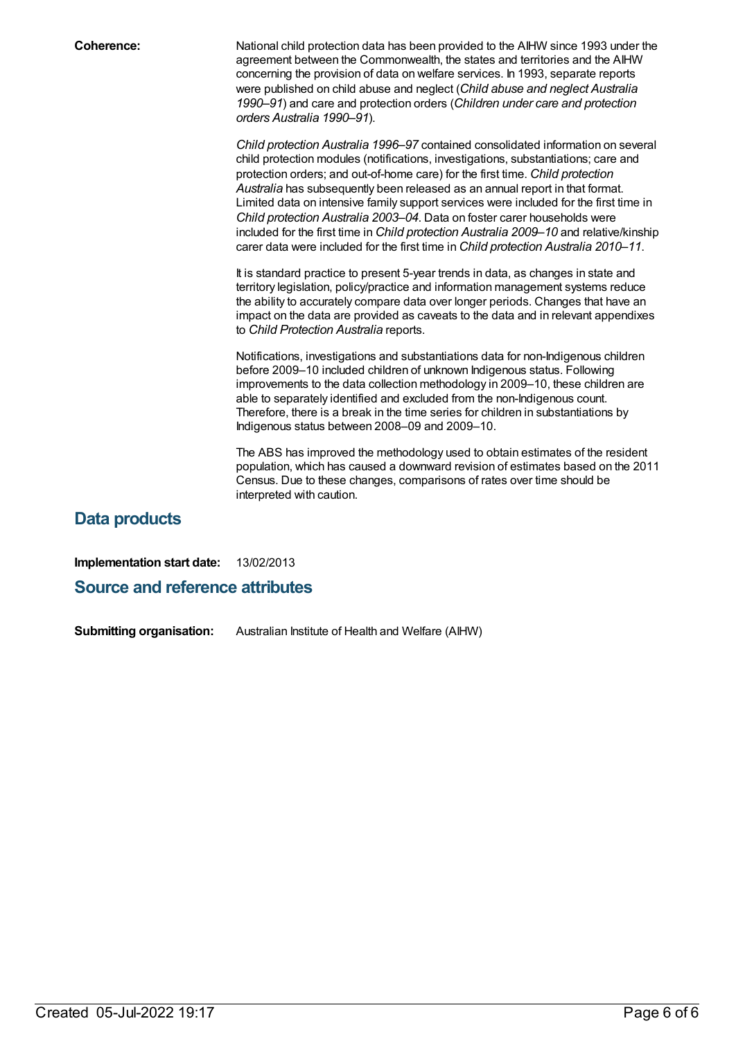**Coherence:** National child protection data has been provided to the AIHW since 1993 under the agreement between the Commonwealth, the states and territories and the AIHW concerning the provision of data on welfare services. In 1993, separate reports were published on child abuse and neglect (*Child abuse and neglect Australia 1990–91*) and care and protection orders (*Children under care and protection orders Australia 1990–91*).

*Child protection Australia 1996–97* contained consolidated information on several child protection modules (notifications, investigations, substantiations; care and protection orders; and out-of-home care) for the first time. *Child protection Australia* has subsequently been released as an annual report in that format. Limited data on intensive family support services were included for the first time in *Child protection Australia 2003–04*. Data on foster carer households were included for the first time in *Child protection Australia 2009–10* and relative/kinship carer data were included for the first time in *Child protection Australia 2010–11*.

It is standard practice to present 5-year trends in data, as changes in state and territory legislation, policy/practice and information management systems reduce the ability to accurately compare data over longer periods. Changes that have an impact on the data are provided as caveats to the data and in relevant appendixes to *Child Protection Australia* reports.

Notifications, investigations and substantiations data for non-Indigenous children before 2009–10 included children of unknown Indigenous status. Following improvements to the data collection methodology in 2009–10, these children are able to separately identified and excluded from the non-Indigenous count. Therefore, there is a break in the time series for children in substantiations by Indigenous status between 2008–09 and 2009–10.

The ABS has improved the methodology used to obtain estimates of the resident population, which has caused a downward revision of estimates based on the 2011 Census. Due to these changes, comparisons of rates over time should be interpreted with caution.

## Data products

**Implementation start date:** 13/02/2013

## Source and reference attributes

**Submitting organisation:** Australian Institute of Health and Welfare (AIHW)